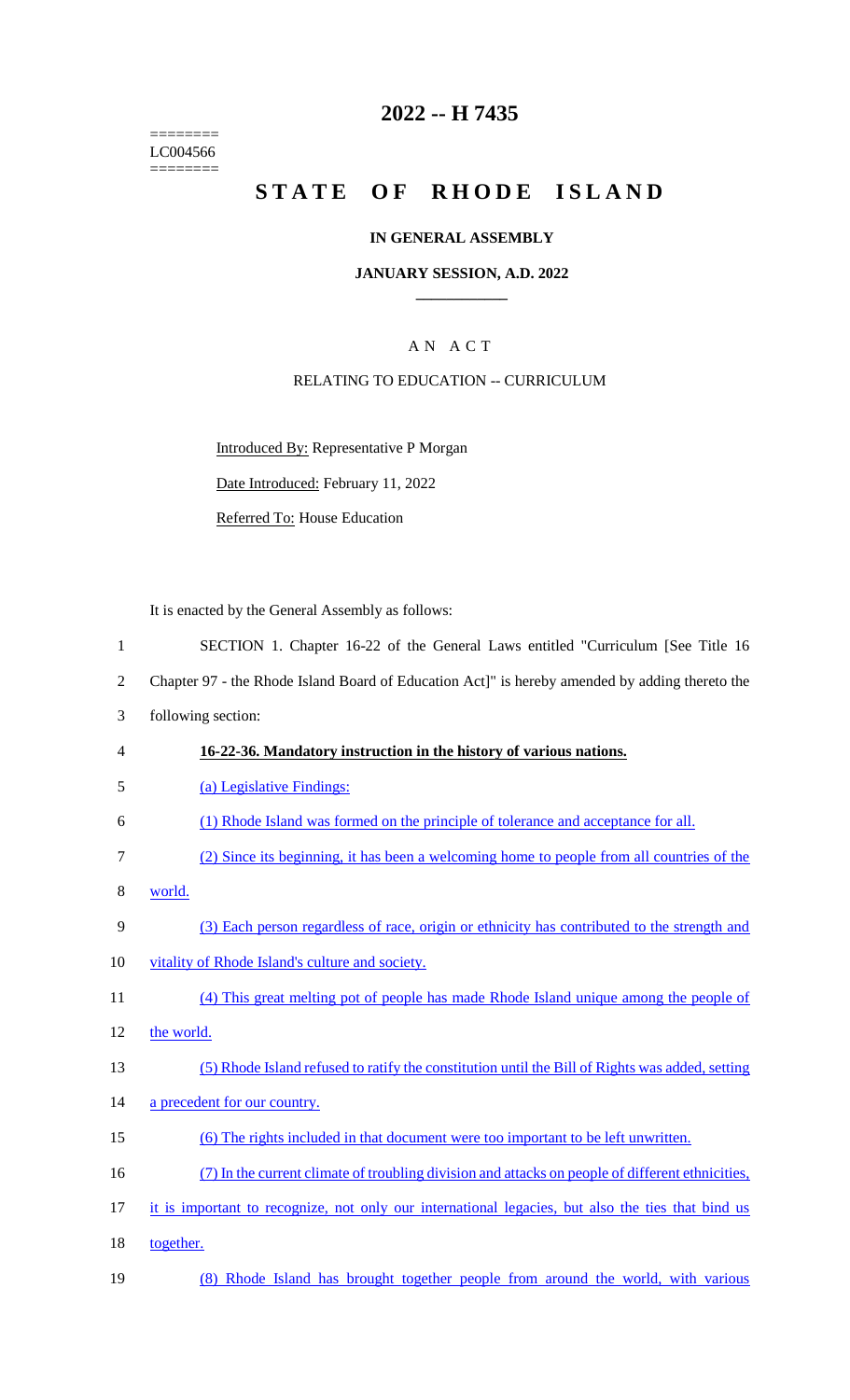========
LC004566
========

# 2022 -- H 7435

# STATE OF RHODE ISLAND

## IN GENERAL ASSEMBLY

### JANUARY SESSION, A.D. 2022

A N A C T

RELATING TO EDUCATION -- CURRICULUM

Introduced By: Representative P Morgan

Date Introduced: February 11, 2022

Referred To: House Education

It is enacted by the General Assembly as follows:

1 SECTION 1. Chapter 16-22 of the General Laws entitled "Curriculum [See Title 16
2 Chapter 97 - the Rhode Island Board of Education Act]" is hereby amended by adding thereto the
3 following section:

4 **16-22-36. Mandatory instruction in the history of various nations.**

5 (a) Legislative Findings:

6 (1) Rhode Island was formed on the principle of tolerance and acceptance for all.

7 (2) Since its beginning, it has been a welcoming home to people from all countries of the
8 world.

9 (3) Each person regardless of race, origin or ethnicity has contributed to the strength and
10 vitality of Rhode Island's culture and society.

11 (4) This great melting pot of people has made Rhode Island unique among the people of
12 the world.

13 (5) Rhode Island refused to ratify the constitution until the Bill of Rights was added, setting
14 a precedent for our country.

15 (6) The rights included in that document were too important to be left unwritten.

16 (7) In the current climate of troubling division and attacks on people of different ethnicities,
17 it is important to recognize, not only our international legacies, but also the ties that bind us
18 together.

19 (8) Rhode Island has brought together people from around the world, with various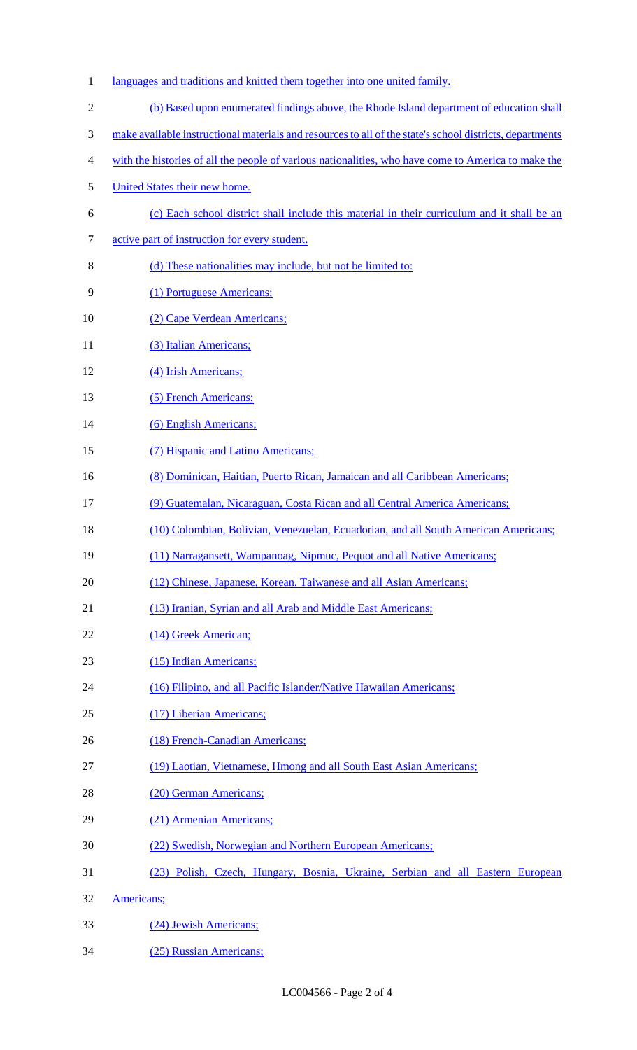languages and traditions and knitted them together into one united family.

(b) Based upon enumerated findings above, the Rhode Island department of education shall make available instructional materials and resources to all of the state's school districts, departments with the histories of all the people of various nationalities, who have come to America to make the United States their new home.

(c) Each school district shall include this material in their curriculum and it shall be an active part of instruction for every student.

(d) These nationalities may include, but not be limited to:

(1) Portuguese Americans;

(2) Cape Verdean Americans;

(3) Italian Americans;

(4) Irish Americans;

(5) French Americans;

(6) English Americans;

(7) Hispanic and Latino Americans;

(8) Dominican, Haitian, Puerto Rican, Jamaican and all Caribbean Americans;

(9) Guatemalan, Nicaraguan, Costa Rican and all Central America Americans;

(10) Colombian, Bolivian, Venezuelan, Ecuadorian, and all South American Americans;

(11) Narragansett, Wampanoag, Nipmuc, Pequot and all Native Americans;

(12) Chinese, Japanese, Korean, Taiwanese and all Asian Americans;

(13) Iranian, Syrian and all Arab and Middle East Americans;

(14) Greek American;

(15) Indian Americans;

(16) Filipino, and all Pacific Islander/Native Hawaiian Americans;

(17) Liberian Americans;

(18) French-Canadian Americans;

(19) Laotian, Vietnamese, Hmong and all South East Asian Americans;

(20) German Americans;

(21) Armenian Americans;

(22) Swedish, Norwegian and Northern European Americans;

(23) Polish, Czech, Hungary, Bosnia, Ukraine, Serbian and all Eastern European Americans;

(24) Jewish Americans;

(25) Russian Americans;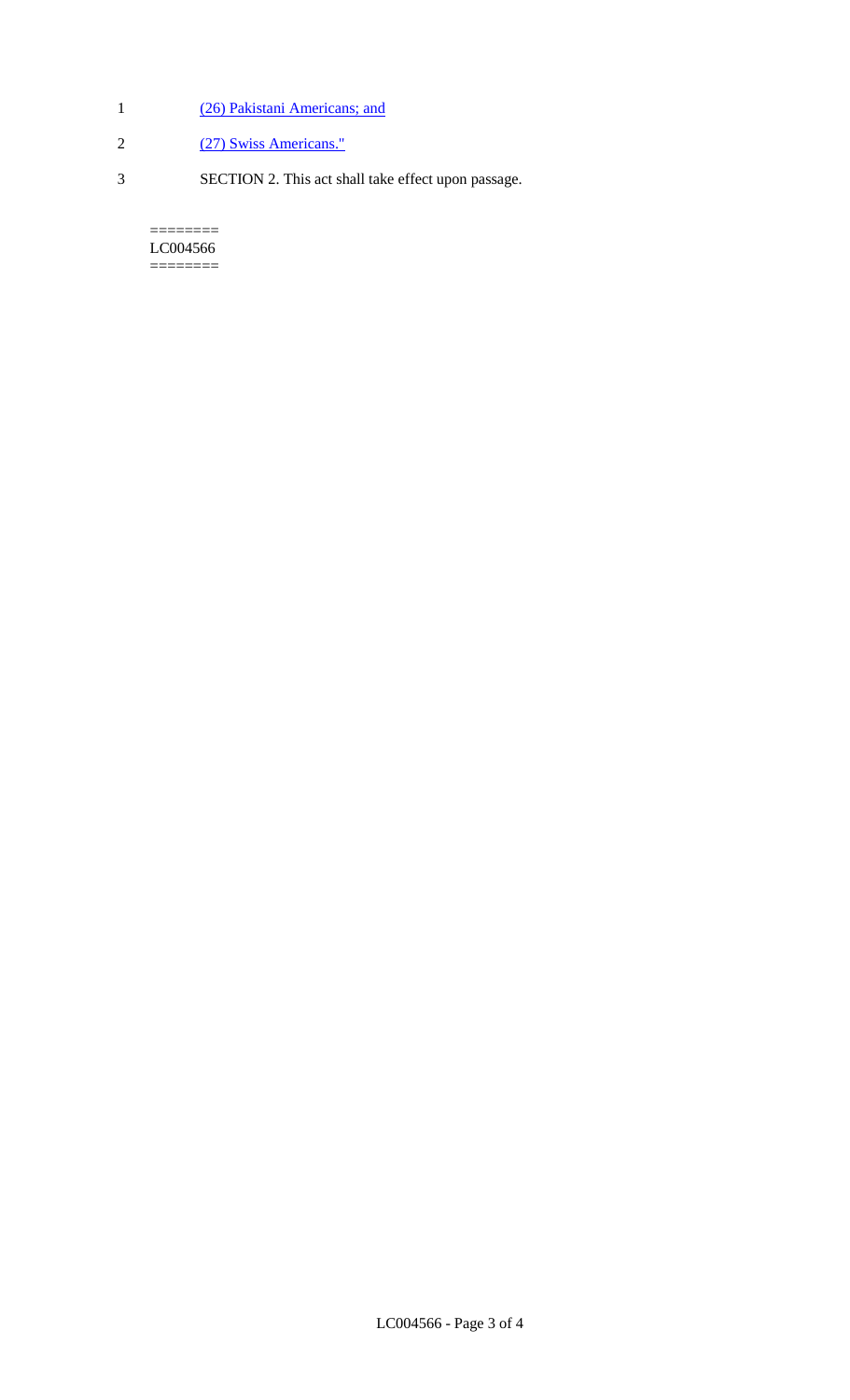1 (26) Pakistani Americans; and

2 (27) Swiss Americans."

3 SECTION 2. This act shall take effect upon passage.

========
LC004566
========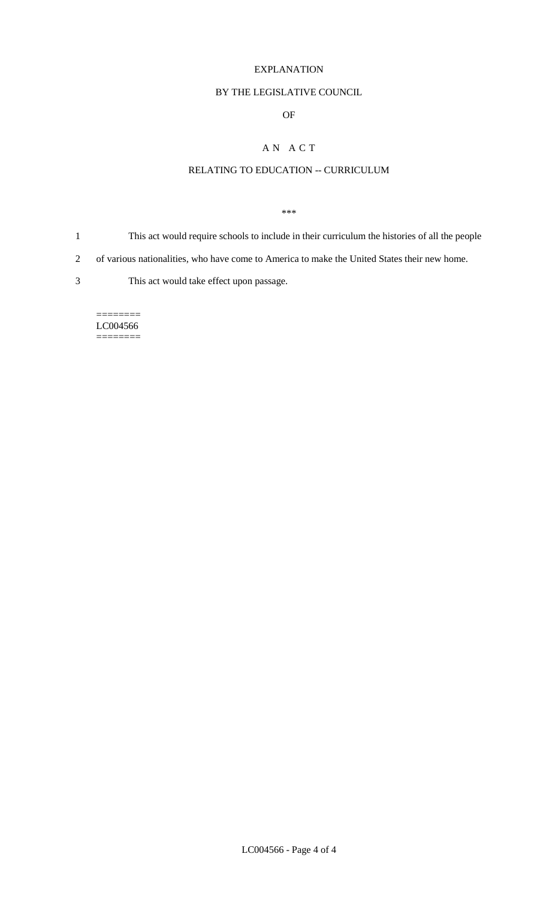EXPLANATION

BY THE LEGISLATIVE COUNCIL

OF

A N A C T

RELATING TO EDUCATION -- CURRICULUM

***

1 This act would require schools to include in their curriculum the histories of all the people

2 of various nationalities, who have come to America to make the United States their new home.

3 This act would take effect upon passage.

========
LC004566
========